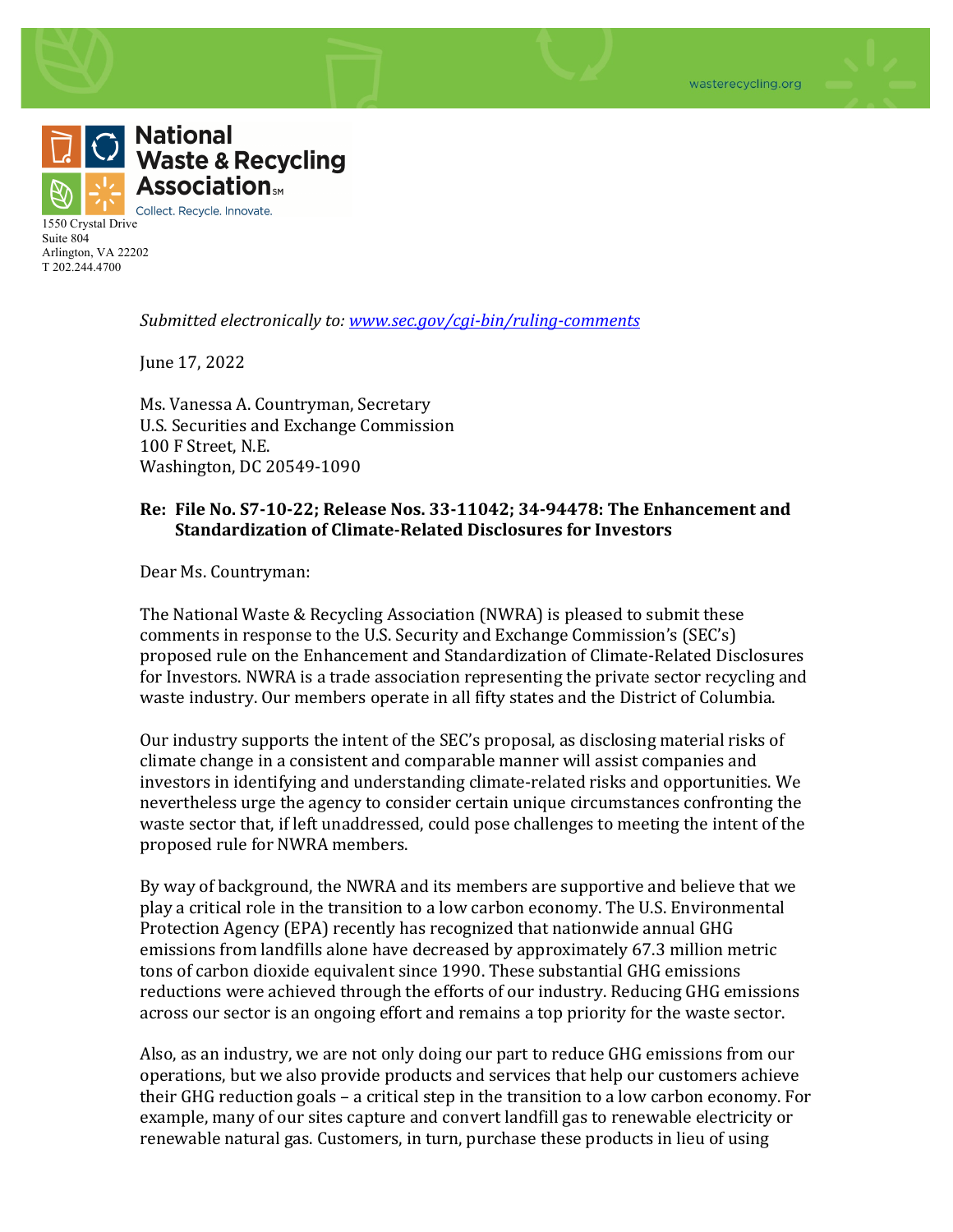wasterecycling.org

**National Waste & Recycling Association**SM

Collect. Recycle. Innovate.

1550 Crystal Drive
Suite 804
Arlington, VA 22202
T 202.244.4700

*Submitted electronically to: [www.sec.gov/cgi-bin/ruling-comments](www.sec.gov/cgi-bin/ruling-comments)*

June 17, 2022

Ms. Vanessa A. Countryman, Secretary
U.S. Securities and Exchange Commission
100 F Street, N.E.
Washington, DC 20549-1090

**Re: File No. S7-10-22; Release Nos. 33-11042; 34-94478: The Enhancement and Standardization of Climate-Related Disclosures for Investors**

Dear Ms. Countryman:

The National Waste & Recycling Association (NWRA) is pleased to submit these comments in response to the U.S. Security and Exchange Commission's (SEC's) proposed rule on the Enhancement and Standardization of Climate-Related Disclosures for Investors. NWRA is a trade association representing the private sector recycling and waste industry. Our members operate in all fifty states and the District of Columbia.

Our industry supports the intent of the SEC's proposal, as disclosing material risks of climate change in a consistent and comparable manner will assist companies and investors in identifying and understanding climate-related risks and opportunities. We nevertheless urge the agency to consider certain unique circumstances confronting the waste sector that, if left unaddressed, could pose challenges to meeting the intent of the proposed rule for NWRA members.

By way of background, the NWRA and its members are supportive and believe that we play a critical role in the transition to a low carbon economy. The U.S. Environmental Protection Agency (EPA) recently has recognized that nationwide annual GHG emissions from landfills alone have decreased by approximately 67.3 million metric tons of carbon dioxide equivalent since 1990. These substantial GHG emissions reductions were achieved through the efforts of our industry. Reducing GHG emissions across our sector is an ongoing effort and remains a top priority for the waste sector.

Also, as an industry, we are not only doing our part to reduce GHG emissions from our operations, but we also provide products and services that help our customers achieve their GHG reduction goals – a critical step in the transition to a low carbon economy. For example, many of our sites capture and convert landfill gas to renewable electricity or renewable natural gas. Customers, in turn, purchase these products in lieu of using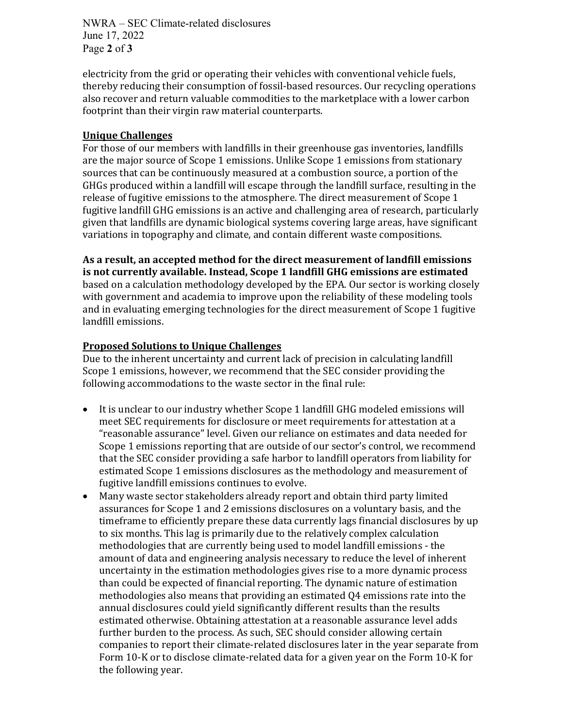electricity from the grid or operating their vehicles with conventional vehicle fuels, thereby reducing their consumption of fossil-based resources. Our recycling operations also recover and return valuable commodities to the marketplace with a lower carbon footprint than their virgin raw material counterparts.

## Unique Challenges

For those of our members with landfills in their greenhouse gas inventories, landfills are the major source of Scope 1 emissions. Unlike Scope 1 emissions from stationary sources that can be continuously measured at a combustion source, a portion of the GHGs produced within a landfill will escape through the landfill surface, resulting in the release of fugitive emissions to the atmosphere. The direct measurement of Scope 1 fugitive landfill GHG emissions is an active and challenging area of research, particularly given that landfills are dynamic biological systems covering large areas, have significant variations in topography and climate, and contain different waste compositions.

**As a result, an accepted method for the direct measurement of landfill emissions is not currently available. Instead, Scope 1 landfill GHG emissions are estimated** based on a calculation methodology developed by the EPA. Our sector is working closely with government and academia to improve upon the reliability of these modeling tools and in evaluating emerging technologies for the direct measurement of Scope 1 fugitive landfill emissions.

## Proposed Solutions to Unique Challenges

Due to the inherent uncertainty and current lack of precision in calculating landfill Scope 1 emissions, however, we recommend that the SEC consider providing the following accommodations to the waste sector in the final rule:

- It is unclear to our industry whether Scope 1 landfill GHG modeled emissions will meet SEC requirements for disclosure or meet requirements for attestation at a "reasonable assurance" level. Given our reliance on estimates and data needed for Scope 1 emissions reporting that are outside of our sector's control, we recommend that the SEC consider providing a safe harbor to landfill operators from liability for estimated Scope 1 emissions disclosures as the methodology and measurement of fugitive landfill emissions continues to evolve.
- Many waste sector stakeholders already report and obtain third party limited assurances for Scope 1 and 2 emissions disclosures on a voluntary basis, and the timeframe to efficiently prepare these data currently lags financial disclosures by up to six months. This lag is primarily due to the relatively complex calculation methodologies that are currently being used to model landfill emissions - the amount of data and engineering analysis necessary to reduce the level of inherent uncertainty in the estimation methodologies gives rise to a more dynamic process than could be expected of financial reporting. The dynamic nature of estimation methodologies also means that providing an estimated Q4 emissions rate into the annual disclosures could yield significantly different results than the results estimated otherwise. Obtaining attestation at a reasonable assurance level adds further burden to the process. As such, SEC should consider allowing certain companies to report their climate-related disclosures later in the year separate from Form 10-K or to disclose climate-related data for a given year on the Form 10-K for the following year.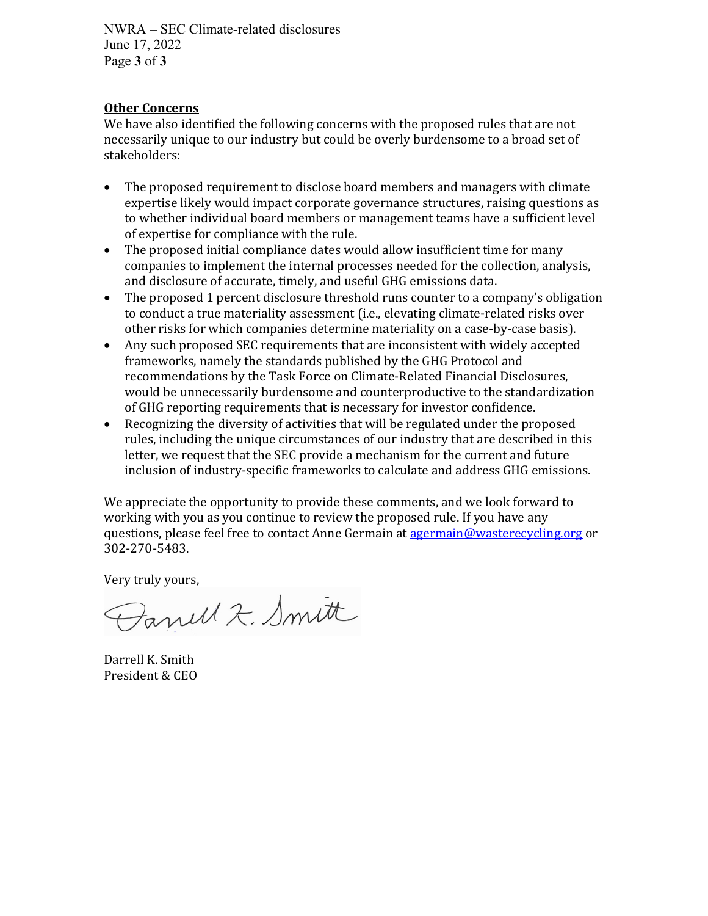**Other Concerns**

We have also identified the following concerns with the proposed rules that are not necessarily unique to our industry but could be overly burdensome to a broad set of stakeholders:

- The proposed requirement to disclose board members and managers with climate expertise likely would impact corporate governance structures, raising questions as to whether individual board members or management teams have a sufficient level of expertise for compliance with the rule.
- The proposed initial compliance dates would allow insufficient time for many companies to implement the internal processes needed for the collection, analysis, and disclosure of accurate, timely, and useful GHG emissions data.
- The proposed 1 percent disclosure threshold runs counter to a company's obligation to conduct a true materiality assessment (i.e., elevating climate-related risks over other risks for which companies determine materiality on a case-by-case basis).
- Any such proposed SEC requirements that are inconsistent with widely accepted frameworks, namely the standards published by the GHG Protocol and recommendations by the Task Force on Climate-Related Financial Disclosures, would be unnecessarily burdensome and counterproductive to the standardization of GHG reporting requirements that is necessary for investor confidence.
- Recognizing the diversity of activities that will be regulated under the proposed rules, including the unique circumstances of our industry that are described in this letter, we request that the SEC provide a mechanism for the current and future inclusion of industry-specific frameworks to calculate and address GHG emissions.

We appreciate the opportunity to provide these comments, and we look forward to working with you as you continue to review the proposed rule. If you have any questions, please feel free to contact Anne Germain at agermain@wasterecycling.org or 302-270-5483.

Very truly yours,

Darrell K. Smith

Darrell K. Smith
President & CEO